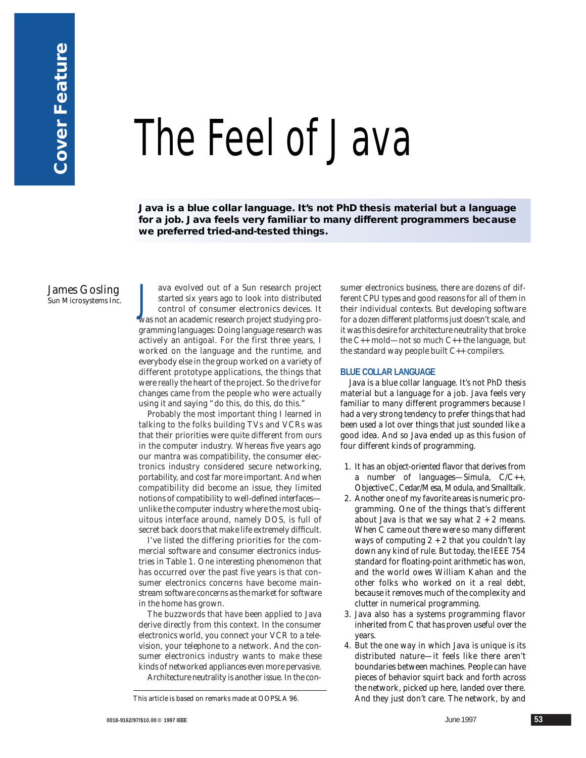Cover Feature

# The Feel of Java

**Java is a blue collar language. It's not PhD thesis material but a language for a job. Java feels very familiar to many different programmers because we preferred tried-and-tested things.**

James Gosling
Sun Microsystems Inc.

Java evolved out of a Sun research project started six years ago to look into distributed control of consumer electronics devices. It was not an academic research project studying programming languages: Doing language research was actively an antigoal. For the first three years, I worked on the language and the runtime, and everybody else in the group worked on a variety of different prototype applications, the things that were really the heart of the project. So the drive for changes came from the people who were actually using it and saying "do this, do this, do this."

Probably the most important thing I learned in talking to the folks building TVs and VCRs was that their priorities were quite different from ours in the computer industry. Whereas five years ago our mantra was compatibility, the consumer electronics industry considered secure networking, portability, and cost far more important. And when compatibility did become an issue, they limited notions of compatibility to well-defined interfaces—unlike the computer industry where the most ubiquitous interface around, namely DOS, is full of secret back doors that make life extremely difficult.

I've listed the differing priorities for the commercial software and consumer electronics industries in Table 1. One interesting phenomenon that has occurred over the past five years is that consumer electronics concerns have become mainstream software concerns as the market for software in the home has grown.

The buzzwords that have been applied to Java derive directly from this context. In the consumer electronics world, you connect your VCR to a television, your telephone to a network. And the consumer electronics industry wants to make these kinds of networked appliances even more pervasive.

Architecture neutrality is another issue. In the consumer electronics business, there are dozens of different CPU types and good reasons for all of them in their individual contexts. But developing software for a dozen different platforms just doesn't scale, and it was this desire for architecture neutrality that broke the C++ mold—not so much C++ the language, but the standard way people built C++ compilers.

## BLUE COLLAR LANGUAGE

Java is a blue collar language. It's not PhD thesis material but a language for a job. Java feels very familiar to many different programmers because I had a very strong tendency to prefer things that had been used a lot over things that just sounded like a good idea. And so Java ended up as this fusion of four different kinds of programming.

1. It has an object-oriented flavor that derives from a number of languages—Simula, C/C++, Objective C, Cedar/Mesa, Modula, and Smalltalk.
2. Another one of my favorite areas is numeric programming. One of the things that's different about Java is that we say what 2 + 2 means. When C came out there were so many different ways of computing 2 + 2 that you couldn't lay down any kind of rule. But today, the IEEE 754 standard for floating-point arithmetic has won, and the world owes William Kahan and the other folks who worked on it a real debt, because it removes much of the complexity and clutter in numerical programming.
3. Java also has a systems programming flavor inherited from C that has proven useful over the years.
4. But the one way in which Java is unique is its distributed nature—it feels like there aren't boundaries between machines. People can have pieces of behavior squirt back and forth across the network, picked up here, landed over there. And they just don't care. The network, by and

This article is based on remarks made at OOPSLA 96.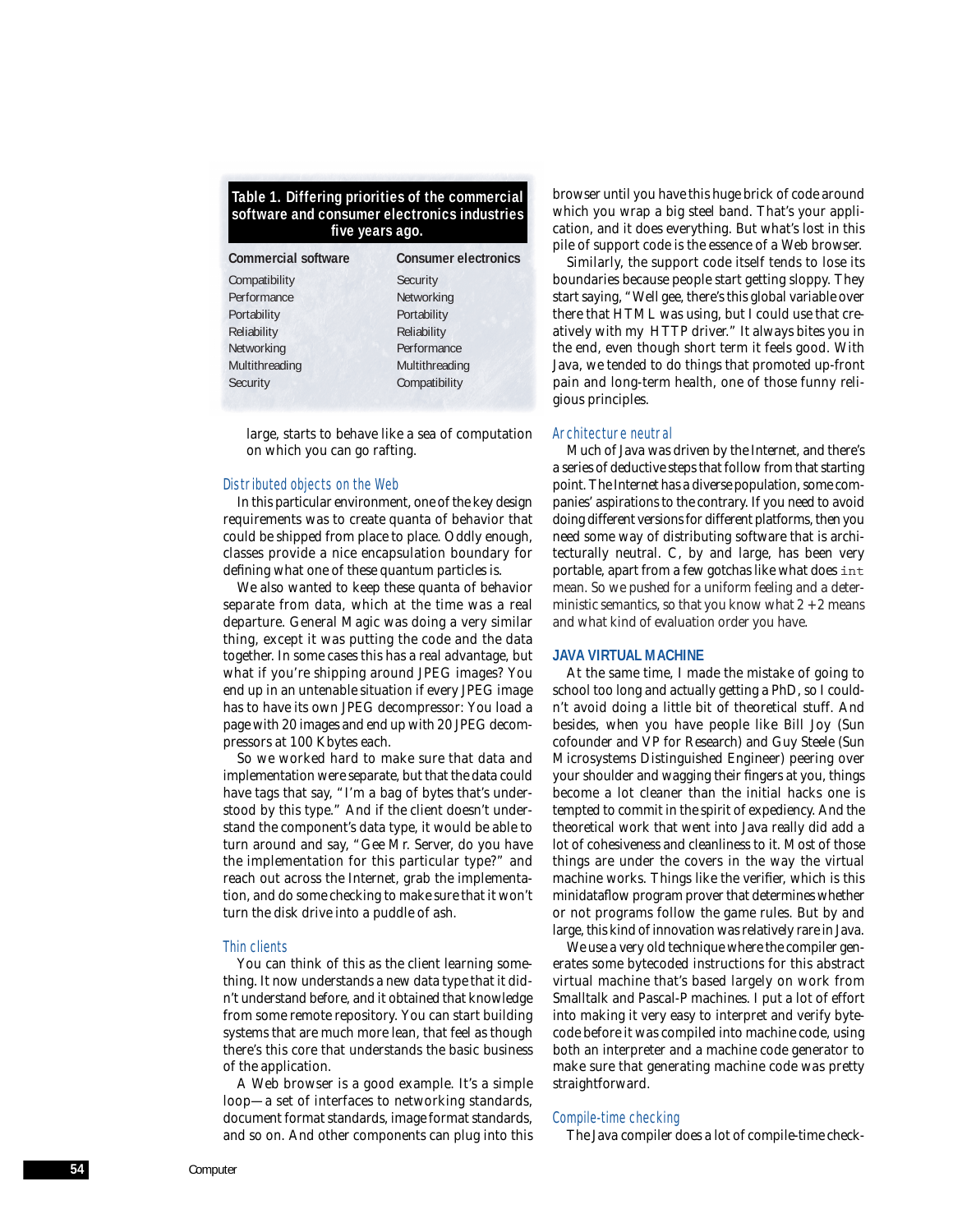**Table 1. Differing priorities of the commercial software and consumer electronics industries five years ago.**

| Commercial software | Consumer electronics |
|---|---|
| Compatibility | Security |
| Performance | Networking |
| Portability | Portability |
| Reliability | Reliability |
| Networking | Performance |
| Multithreading | Multithreading |
| Security | Compatibility |

large, starts to behave like a sea of computation on which you can go rafting.

### Distributed objects on the Web

In this particular environment, one of the key design requirements was to create quanta of behavior that could be shipped from place to place. Oddly enough, classes provide a nice encapsulation boundary for defining what one of these quantum particles is.

We also wanted to keep these quanta of behavior separate from data, which at the time was a real departure. General Magic was doing a very similar thing, except it was putting the code and the data together. In some cases this has a real advantage, but what if you're shipping around JPEG images? You end up in an untenable situation if every JPEG image has to have its own JPEG decompressor: You load a page with 20 images and end up with 20 JPEG decompressors at 100 Kbytes each.

So we worked hard to make sure that data and implementation were separate, but that the data could have tags that say, "I'm a bag of bytes that's understood by this type." And if the client doesn't understand the component's data type, it would be able to turn around and say, "Gee Mr. Server, do you have the implementation for this particular type?" and reach out across the Internet, grab the implementation, and do some checking to make sure that it won't turn the disk drive into a puddle of ash.

### Thin clients

You can think of this as the client learning something. It now understands a new data type that it didn't understand before, and it obtained that knowledge from some remote repository. You can start building systems that are much more lean, that feel as though there's this core that understands the basic business of the application.

A Web browser is a good example. It's a simple loop—a set of interfaces to networking standards, document format standards, image format standards, and so on. And other components can plug into this browser until you have this huge brick of code around which you wrap a big steel band. That's your application, and it does everything. But what's lost in this pile of support code is the essence of a Web browser.

Similarly, the support code itself tends to lose its boundaries because people start getting sloppy. They start saying, "Well gee, there's this global variable over there that HTML was using, but I could use that creatively with my HTTP driver." It always bites you in the end, even though short term it feels good. With Java, we tended to do things that promoted up-front pain and long-term health, one of those funny religious principles.

### Architecture neutral

Much of Java was driven by the Internet, and there's a series of deductive steps that follow from that starting point. The Internet has a diverse population, some companies' aspirations to the contrary. If you need to avoid doing different versions for different platforms, then you need some way of distributing software that is architecturally neutral. C, by and large, has been very portable, apart from a few gotchas like what does `int` mean. So we pushed for a uniform feeling and a deterministic semantics, so that you know what 2 + 2 means and what kind of evaluation order you have.

## JAVA VIRTUAL MACHINE

At the same time, I made the mistake of going to school too long and actually getting a PhD, so I couldn't avoid doing a little bit of theoretical stuff. And besides, when you have people like Bill Joy (Sun cofounder and VP for Research) and Guy Steele (Sun Microsystems Distinguished Engineer) peering over your shoulder and wagging their fingers at you, things become a lot cleaner than the initial hacks one is tempted to commit in the spirit of expediency. And the theoretical work that went into Java really did add a lot of cohesiveness and cleanliness to it. Most of those things are under the covers in the way the virtual machine works. Things like the verifier, which is this minidataflow program prover that determines whether or not programs follow the game rules. But by and large, this kind of innovation was relatively rare in Java.

We use a very old technique where the compiler generates some bytecoded instructions for this abstract virtual machine that's based largely on work from Smalltalk and Pascal-P machines. I put a lot of effort into making it very easy to interpret and verify bytecode before it was compiled into machine code, using both an interpreter and a machine code generator to make sure that generating machine code was pretty straightforward.

### Compile-time checking

The Java compiler does a lot of compile-time check-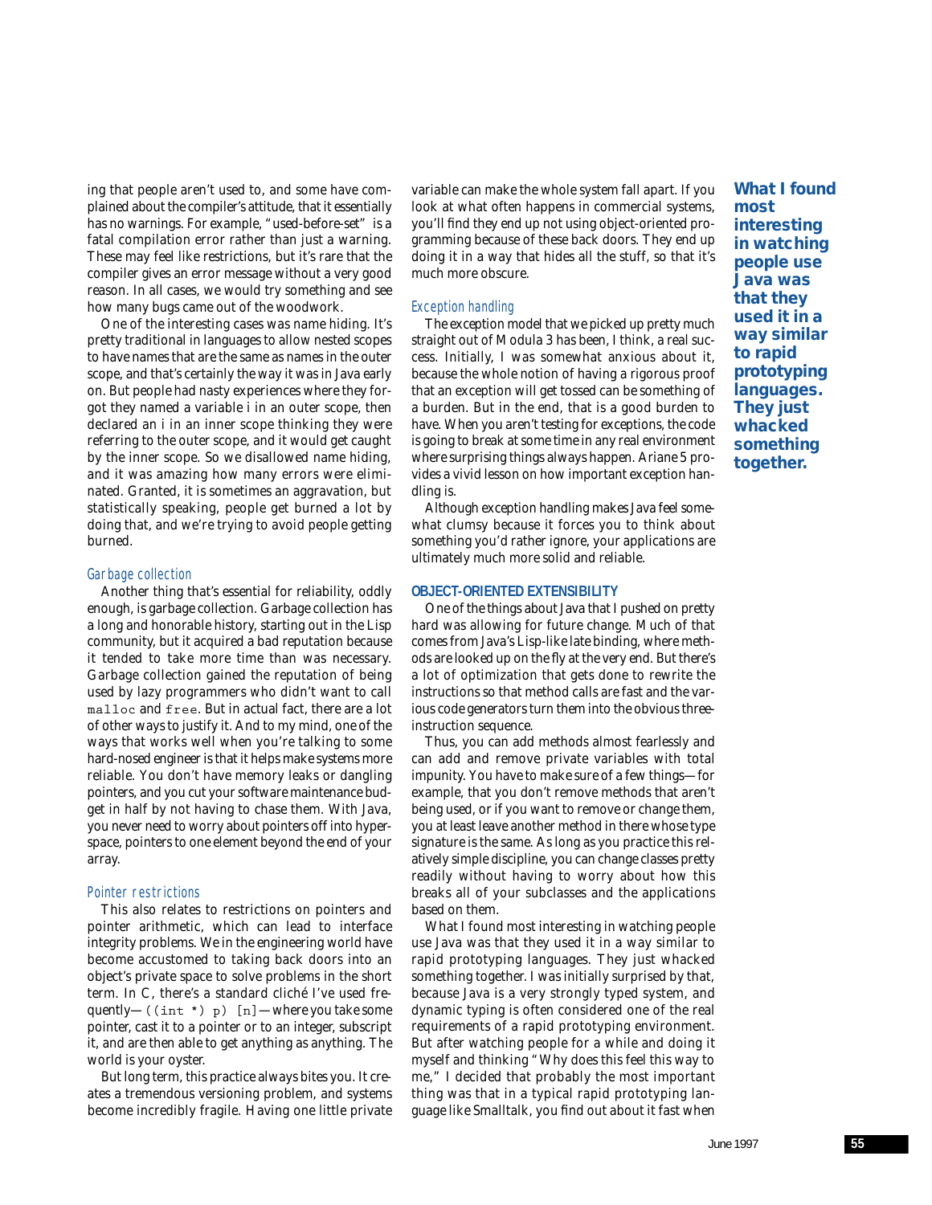ing that people aren't used to, and some have complained about the compiler's attitude, that it essentially has no warnings. For example, "used-before-set" is a fatal compilation error rather than just a warning. These may feel like restrictions, but it's rare that the compiler gives an error message without a very good reason. In all cases, we would try something and see how many bugs came out of the woodwork.

One of the interesting cases was name hiding. It's pretty traditional in languages to allow nested scopes to have names that are the same as names in the outer scope, and that's certainly the way it was in Java early on. But people had nasty experiences where they forgot they named a variable i in an outer scope, then declared an i in an inner scope thinking they were referring to the outer scope, and it would get caught by the inner scope. So we disallowed name hiding, and it was amazing how many errors were eliminated. Granted, it is sometimes an aggravation, but statistically speaking, people get burned a lot by doing that, and we're trying to avoid people getting burned.

### Garbage collection

Another thing that's essential for reliability, oddly enough, is garbage collection. Garbage collection has a long and honorable history, starting out in the Lisp community, but it acquired a bad reputation because it tended to take more time than was necessary. Garbage collection gained the reputation of being used by lazy programmers who didn't want to call `malloc` and `free`. But in actual fact, there are a lot of other ways to justify it. And to my mind, one of the ways that works well when you're talking to some hard-nosed engineer is that it helps make systems more reliable. You don't have memory leaks or dangling pointers, and you cut your software maintenance budget in half by not having to chase them. With Java, you never need to worry about pointers off into hyperspace, pointers to one element beyond the end of your array.

### Pointer restrictions

This also relates to restrictions on pointers and pointer arithmetic, which can lead to interface integrity problems. We in the engineering world have become accustomed to taking back doors into an object's private space to solve problems in the short term. In C, there's a standard cliché I've used frequently—`((int *) p) [n]`—where you take some pointer, cast it to a pointer or to an integer, subscript it, and are then able to get anything as anything. The world is your oyster.

But long term, this practice always bites you. It creates a tremendous versioning problem, and systems become incredibly fragile. Having one little private variable can make the whole system fall apart. If you look at what often happens in commercial systems, you'll find they end up not using object-oriented programming because of these back doors. They end up doing it in a way that hides all the stuff, so that it's much more obscure.

### Exception handling

The exception model that we picked up pretty much straight out of Modula 3 has been, I think, a real success. Initially, I was somewhat anxious about it, because the whole notion of having a rigorous proof that an exception will get tossed can be something of a burden. But in the end, that is a good burden to have. When you aren't testing for exceptions, the code is going to break at some time in any real environment where surprising things always happen. Ariane 5 provides a vivid lesson on how important exception handling is.

Although exception handling makes Java feel somewhat clumsy because it forces you to think about something you'd rather ignore, your applications are ultimately much more solid and reliable.

## OBJECT-ORIENTED EXTENSIBILITY

One of the things about Java that I pushed on pretty hard was allowing for future change. Much of that comes from Java's Lisp-like late binding, where methods are looked up on the fly at the very end. But there's a lot of optimization that gets done to rewrite the instructions so that method calls are fast and the various code generators turn them into the obvious three-instruction sequence.

Thus, you can add methods almost fearlessly and can add and remove private variables with total impunity. You have to make sure of a few things—for example, that you don't remove methods that aren't being used, or if you want to remove or change them, you at least leave another method in there whose type signature is the same. As long as you practice this relatively simple discipline, you can change classes pretty readily without having to worry about how this breaks all of your subclasses and the applications based on them.

What I found most interesting in watching people use Java was that they used it in a way similar to rapid prototyping languages. They just whacked something together. I was initially surprised by that, because Java is a very strongly typed system, and dynamic typing is often considered one of the real requirements of a rapid prototyping environment. But after watching people for a while and doing it myself and thinking "Why does this feel this way to me," I decided that probably the most important thing was that in a typical rapid prototyping language like Smalltalk, you find out about it fast when

**What I found most interesting in watching people use Java was that they used it in a way similar to rapid prototyping languages. They just whacked something together.**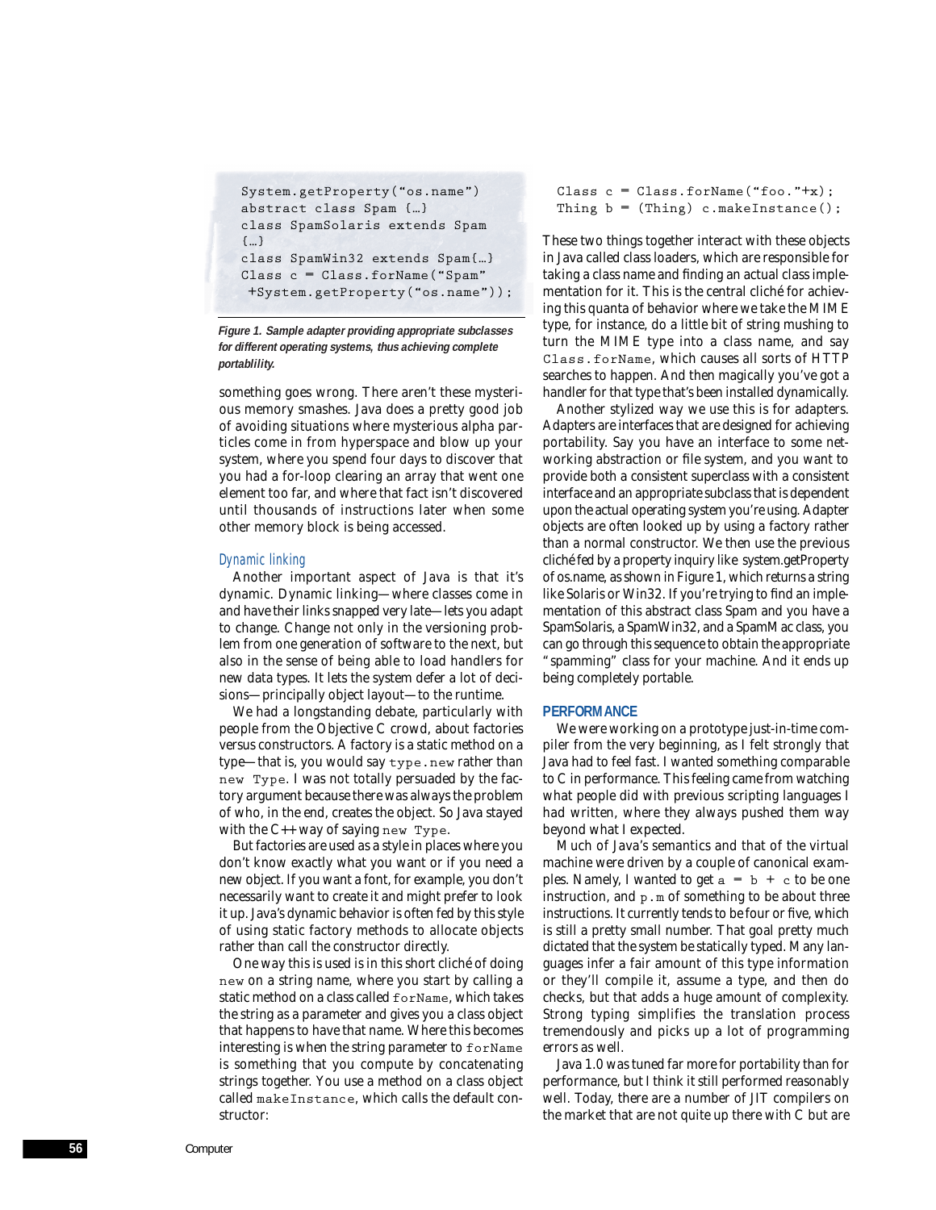```
System.getProperty("os.name")
abstract class Spam {…}
class SpamSolaris extends Spam
{…}
class SpamWin32 extends Spam{…}
Class c = Class.forName("Spam"
 +System.getProperty("os.name"));
```

**Figure 1. Sample adapter providing appropriate subclasses for different operating systems, thus achieving complete portablility.**

something goes wrong. There aren't these mysterious memory smashes. Java does a pretty good job of avoiding situations where mysterious alpha particles come in from hyperspace and blow up your system, where you spend four days to discover that you had a for-loop clearing an array that went one element too far, and where that fact isn't discovered until thousands of instructions later when some other memory block is being accessed.

### Dynamic linking

Another important aspect of Java is that it's dynamic. Dynamic linking—where classes come in and have their links snapped very late—lets you adapt to change. Change not only in the versioning problem from one generation of software to the next, but also in the sense of being able to load handlers for new data types. It lets the system defer a lot of decisions—principally object layout—to the runtime.

We had a longstanding debate, particularly with people from the Objective C crowd, about factories versus constructors. A factory is a static method on a type—that is, you would say `type.new` rather than `new Type`. I was not totally persuaded by the factory argument because there was always the problem of who, in the end, creates the object. So Java stayed with the C++ way of saying `new Type`.

But factories are used as a style in places where you don't know exactly what you want or if you need a new object. If you want a font, for example, you don't necessarily want to create it and might prefer to look it up. Java's dynamic behavior is often fed by this style of using static factory methods to allocate objects rather than call the constructor directly.

One way this is used is in this short cliché of doing `new` on a string name, where you start by calling a static method on a class called `forName`, which takes the string as a parameter and gives you a class object that happens to have that name. Where this becomes interesting is when the string parameter to `forName` is something that you compute by concatenating strings together. You use a method on a class object called `makeInstance`, which calls the default constructor:

```
Class c = Class.forName("foo."+x);
Thing b = (Thing) c.makeInstance();
```

These two things together interact with these objects in Java called class loaders, which are responsible for taking a class name and finding an actual class implementation for it. This is the central cliché for achieving this quanta of behavior where we take the MIME type, for instance, do a little bit of string mushing to turn the MIME type into a class name, and say `Class.forName`, which causes all sorts of HTTP searches to happen. And then magically you've got a handler for that type that's been installed dynamically.

Another stylized way we use this is for adapters. Adapters are interfaces that are designed for achieving portability. Say you have an interface to some networking abstraction or file system, and you want to provide both a consistent superclass with a consistent interface and an appropriate subclass that is dependent upon the actual operating system you're using. Adapter objects are often looked up by using a factory rather than a normal constructor. We then use the previous cliché fed by a property inquiry like system.getProperty of os.name, as shown in Figure 1, which returns a string like Solaris or Win32. If you're trying to find an implementation of this abstract class Spam and you have a SpamSolaris, a SpamWin32, and a SpamMac class, you can go through this sequence to obtain the appropriate "spamming" class for your machine. And it ends up being completely portable.

## PERFORMANCE

We were working on a prototype just-in-time compiler from the very beginning, as I felt strongly that Java had to feel fast. I wanted something comparable to C in performance. This feeling came from watching what people did with previous scripting languages I had written, where they always pushed them way beyond what I expected.

Much of Java's semantics and that of the virtual machine were driven by a couple of canonical examples. Namely, I wanted to get `a = b + c` to be one instruction, and `p.m` of something to be about three instructions. It currently tends to be four or five, which is still a pretty small number. That goal pretty much dictated that the system be statically typed. Many languages infer a fair amount of this type information or they'll compile it, assume a type, and then do checks, but that adds a huge amount of complexity. Strong typing simplifies the translation process tremendously and picks up a lot of programming errors as well.

Java 1.0 was tuned far more for portability than for performance, but I think it still performed reasonably well. Today, there are a number of JIT compilers on the market that are not quite up there with C but are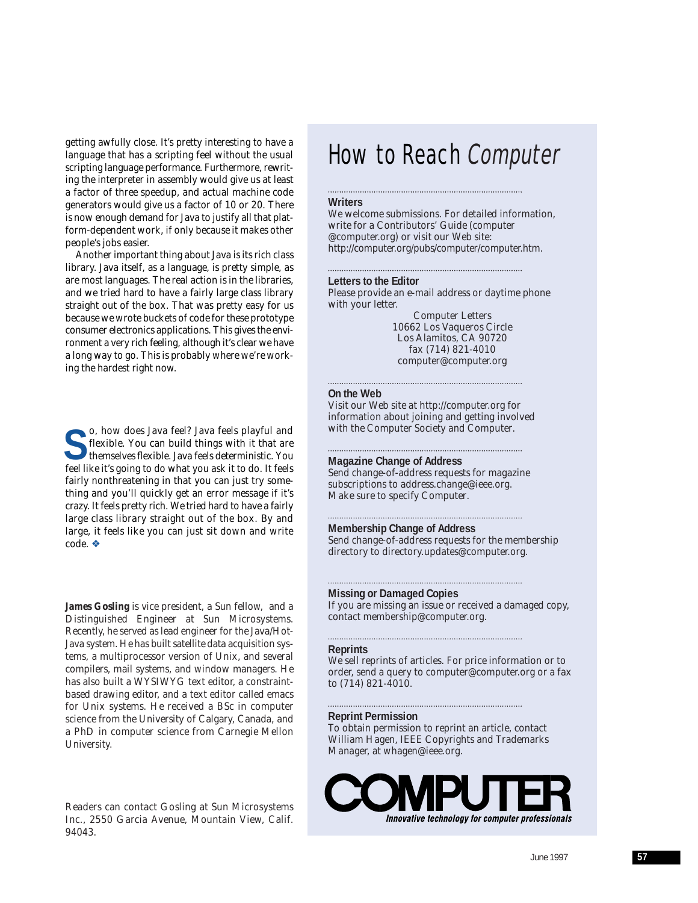getting awfully close. It's pretty interesting to have a language that has a scripting feel without the usual scripting language performance. Furthermore, rewriting the interpreter in assembly would give us at least a factor of three speedup, and actual machine code generators would give us a factor of 10 or 20. There is now enough demand for Java to justify all that platform-dependent work, if only because it makes other people's jobs easier.

Another important thing about Java is its rich class library. Java itself, as a language, is pretty simple, as are most languages. The real action is in the libraries, and we tried hard to have a fairly large class library straight out of the box. That was pretty easy for us because we wrote buckets of code for these prototype consumer electronics applications. This gives the environment a very rich feeling, although it's clear we have a long way to go. This is probably where we're working the hardest right now.

So, how does Java feel? Java feels playful and flexible. You can build things with it that are themselves flexible. Java feels deterministic. You feel like it's going to do what you ask it to do. It feels fairly nonthreatening in that you can just try something and you'll quickly get an error message if it's crazy. It feels pretty rich. We tried hard to have a fairly large class library straight out of the box. By and large, it feels like you can just sit down and write code. ❖

**James Gosling** is vice president, a Sun fellow, and a Distinguished Engineer at Sun Microsystems. Recently, he served as lead engineer for the Java/HotJava system. He has built satellite data acquisition systems, a multiprocessor version of Unix, and several compilers, mail systems, and window managers. He has also built a WYSIWYG text editor, a constraint-based drawing editor, and a text editor called emacs for Unix systems. He received a BSc in computer science from the University of Calgary, Canada, and a PhD in computer science from Carnegie Mellon University.

Readers can contact Gosling at Sun Microsystems Inc., 2550 Garcia Avenue, Mountain View, Calif. 94043.

# How to Reach *Computer*

**Writers**

We welcome submissions. For detailed information, write for a Contributors' Guide (computer@computer.org) or visit our Web site: http://computer.org/pubs/computer/computer.htm.

**Letters to the Editor**

Please provide an e-mail address or daytime phone with your letter.

Computer Letters
10662 Los Vaqueros Circle
Los Alamitos, CA 90720
fax (714) 821-4010
computer@computer.org

**On the Web**

Visit our Web site at http://computer.org for information about joining and getting involved with the Computer Society and Computer.

**Magazine Change of Address**

Send change-of-address requests for magazine subscriptions to address.change@ieee.org. Make sure to specify Computer.

**Membership Change of Address**

Send change-of-address requests for the membership directory to directory.updates@computer.org.

**Missing or Damaged Copies**

If you are missing an issue or received a damaged copy, contact membership@computer.org.

**Reprints**

We sell reprints of articles. For price information or to order, send a query to computer@computer.org or a fax to (714) 821-4010.

**Reprint Permission**

To obtain permission to reprint an article, contact William Hagen, IEEE Copyrights and Trademarks Manager, at whagen@ieee.org.

COMPUTER
*Innovative technology for computer professionals*